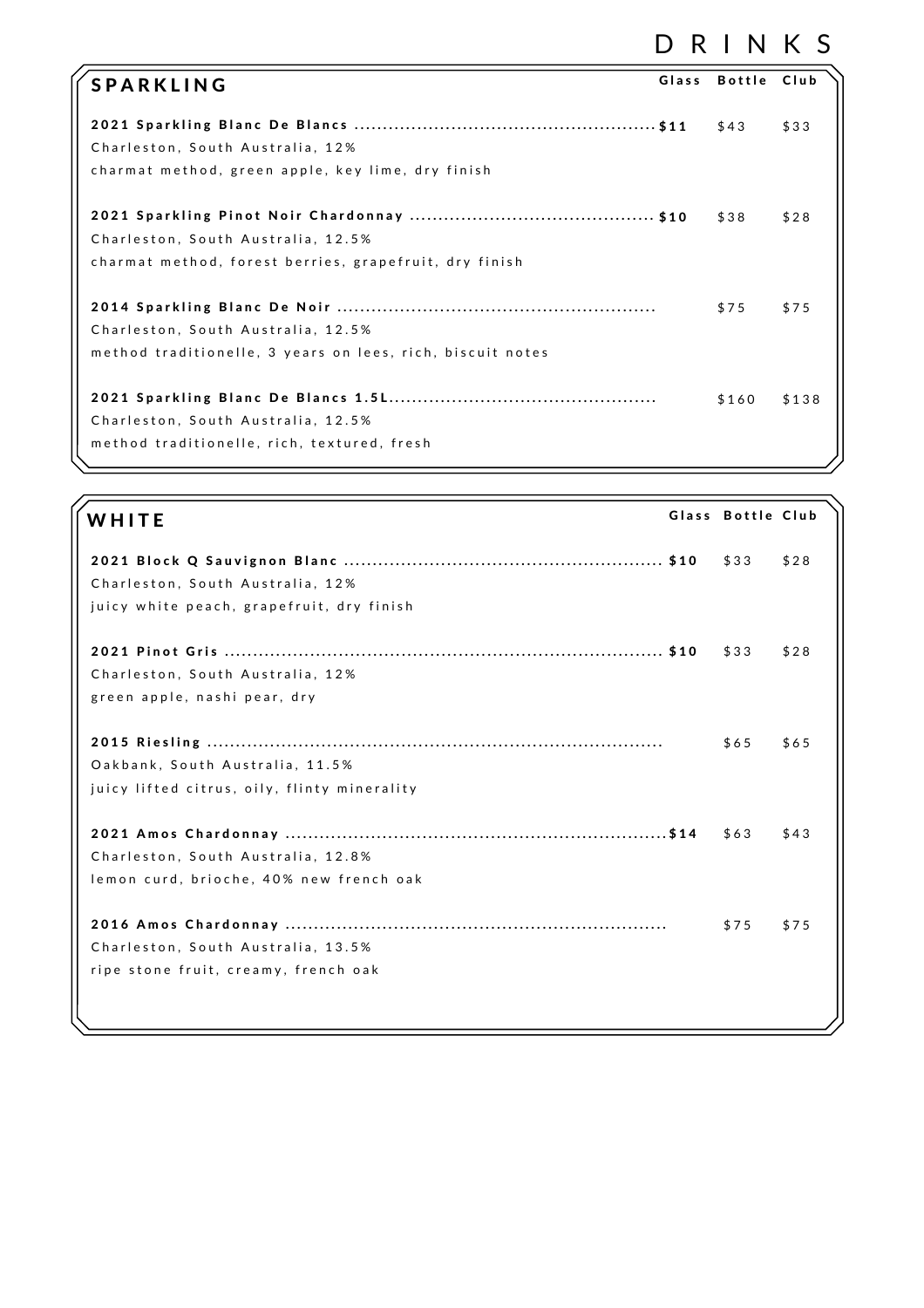# DRINKS

## SPARKLING

| | Glass | Bottle | Club |
|---|---|---|---|
| **2021 Sparkling Blanc De Blancs**<br>Charleston, South Australia, 12%<br>charmat method, green apple, key lime, dry finish | **$11** | $43 | $33 |
| **2021 Sparkling Pinot Noir Chardonnay**<br>Charleston, South Australia, 12.5%<br>charmat method, forest berries, grapefruit, dry finish | **$10** | $38 | $28 |
| **2014 Sparkling Blanc De Noir**<br>Charleston, South Australia, 12.5%<br>method traditionelle, 3 years on lees, rich, biscuit notes | | $75 | $75 |
| **2021 Sparkling Blanc De Blancs 1.5L**<br>Charleston, South Australia, 12.5%<br>method traditionelle, rich, textured, fresh | | $160 | $138 |

## WHITE

| | Glass | Bottle | Club |
|---|---|---|---|
| **2021 Block Q Sauvignon Blanc**<br>Charleston, South Australia, 12%<br>juicy white peach, grapefruit, dry finish | **$10** | $33 | $28 |
| **2021 Pinot Gris**<br>Charleston, South Australia, 12%<br>green apple, nashi pear, dry | **$10** | $33 | $28 |
| **2015 Riesling**<br>Oakbank, South Australia, 11.5%<br>juicy lifted citrus, oily, flinty minerality | | $65 | $65 |
| **2021 Amos Chardonnay**<br>Charleston, South Australia, 12.8%<br>lemon curd, brioche, 40% new french oak | **$14** | $63 | $43 |
| **2016 Amos Chardonnay**<br>Charleston, South Australia, 13.5%<br>ripe stone fruit, creamy, french oak | | $75 | $75 |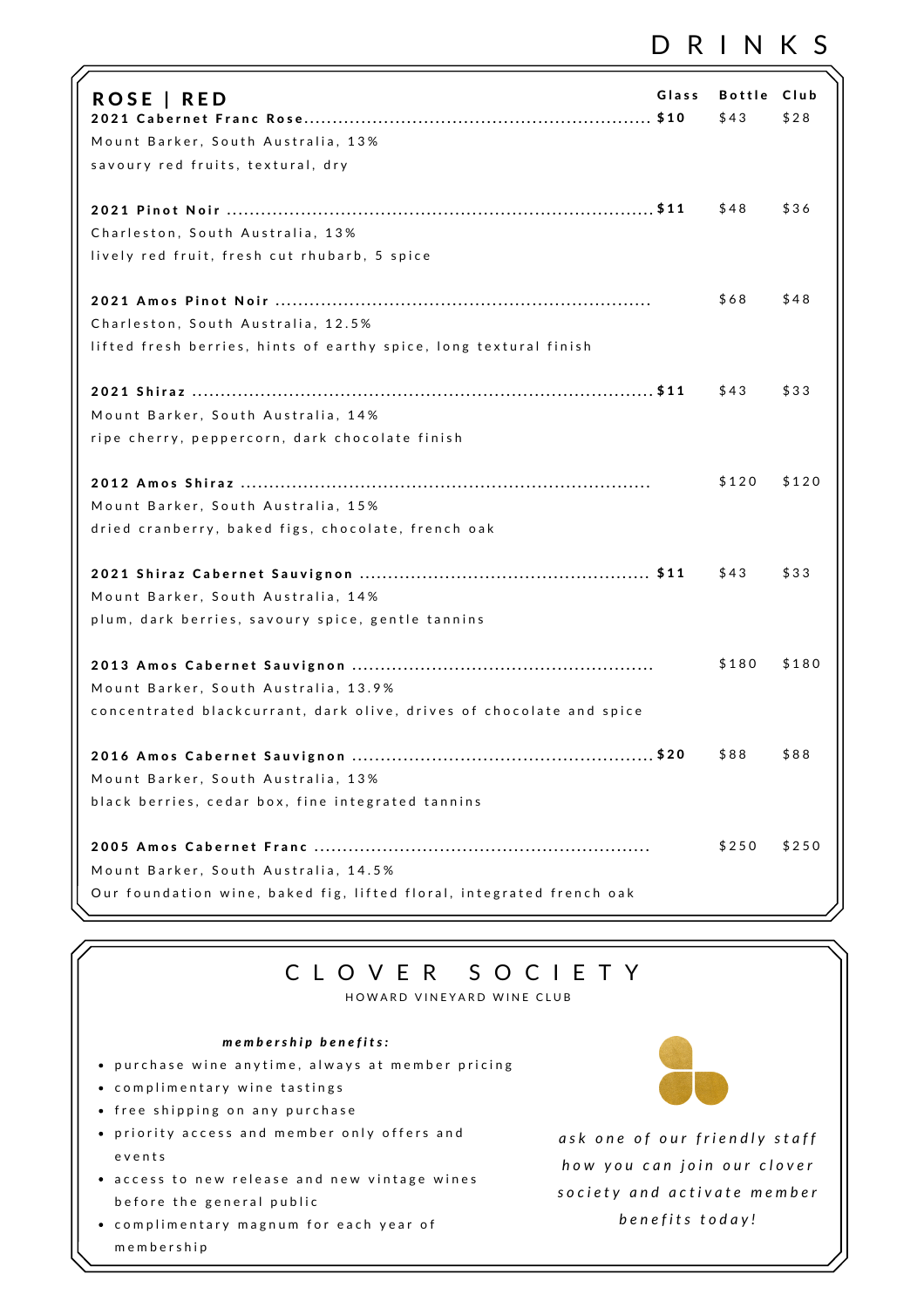# DRINKS

## ROSE | RED

| Wine | Glass | Bottle | Club |
|---|---|---|---|
| **2021 Cabernet Franc Rose**<br>Mount Barker, South Australia, 13%<br>savoury red fruits, textural, dry | **$10** | $43 | $28 |
| **2021 Pinot Noir**<br>Charleston, South Australia, 13%<br>lively red fruit, fresh cut rhubarb, 5 spice | **$11** | $48 | $36 |
| **2021 Amos Pinot Noir**<br>Charleston, South Australia, 12.5%<br>lifted fresh berries, hints of earthy spice, long textural finish | | $68 | $48 |
| **2021 Shiraz**<br>Mount Barker, South Australia, 14%<br>ripe cherry, peppercorn, dark chocolate finish | **$11** | $43 | $33 |
| **2012 Amos Shiraz**<br>Mount Barker, South Australia, 15%<br>dried cranberry, baked figs, chocolate, french oak | | $120 | $120 |
| **2021 Shiraz Cabernet Sauvignon**<br>Mount Barker, South Australia, 14%<br>plum, dark berries, savoury spice, gentle tannins | **$11** | $43 | $33 |
| **2013 Amos Cabernet Sauvignon**<br>Mount Barker, South Australia, 13.9%<br>concentrated blackcurrant, dark olive, drives of chocolate and spice | | $180 | $180 |
| **2016 Amos Cabernet Sauvignon**<br>Mount Barker, South Australia, 13%<br>black berries, cedar box, fine integrated tannins | **$20** | $88 | $88 |
| **2005 Amos Cabernet Franc**<br>Mount Barker, South Australia, 14.5%<br>Our foundation wine, baked fig, lifted floral, integrated french oak | | $250 | $250 |

## CLOVER SOCIETY

HOWARD VINEYARD WINE CLUB

***membership benefits:***

- purchase wine anytime, always at member pricing
- complimentary wine tastings
- free shipping on any purchase
- priority access and member only offers and events
- access to new release and new vintage wines before the general public
- complimentary magnum for each year of membership

*ask one of our friendly staff how you can join our clover society and activate member benefits today!*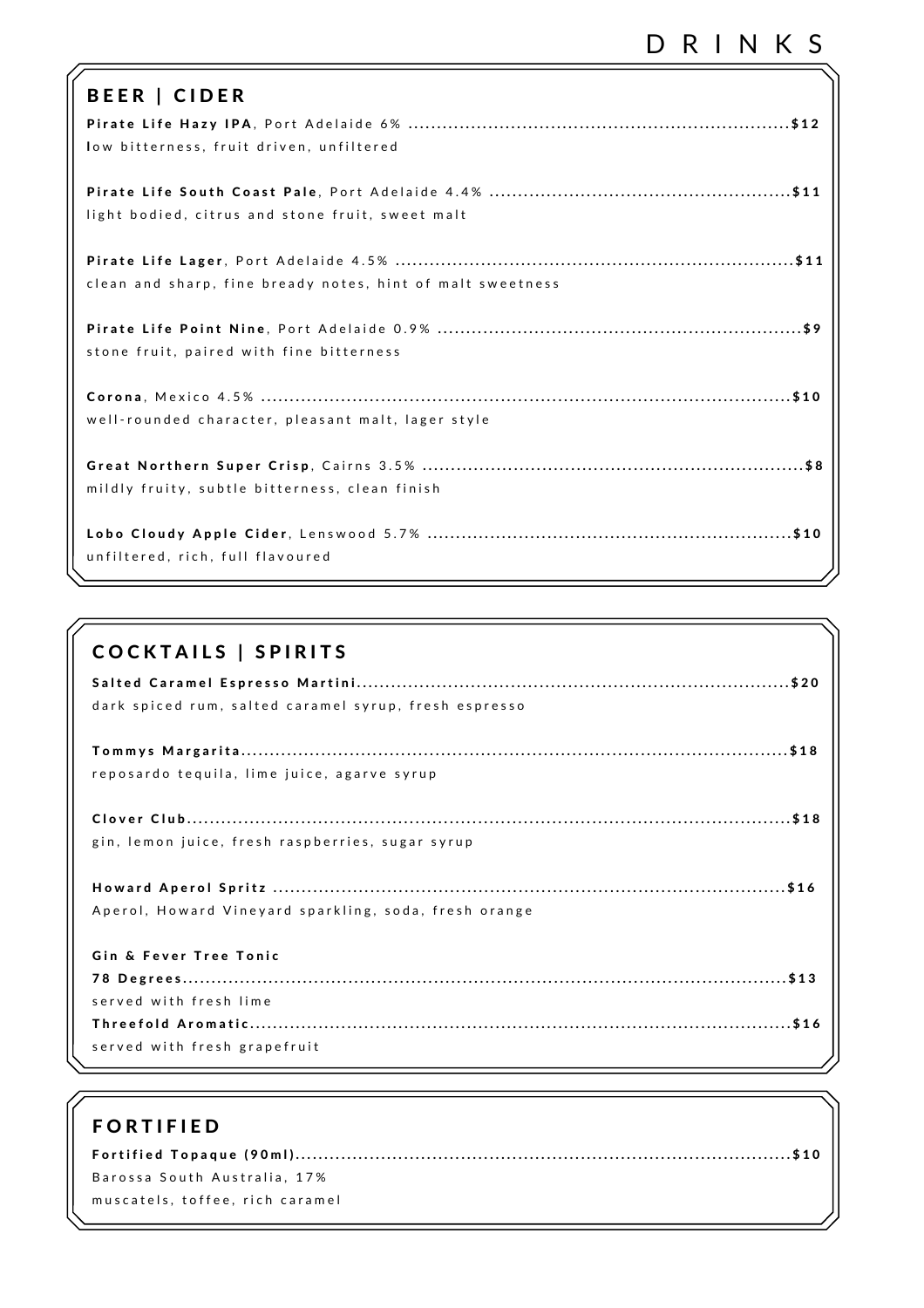# DRINKS

## BEER | CIDER

**Pirate Life Hazy IPA**, Port Adelaide 6% .................... **$12**
low bitterness, fruit driven, unfiltered

**Pirate Life South Coast Pale**, Port Adelaide 4.4% .................... **$11**
light bodied, citrus and stone fruit, sweet malt

**Pirate Life Lager**, Port Adelaide 4.5% .................... **$11**
clean and sharp, fine bready notes, hint of malt sweetness

**Pirate Life Point Nine**, Port Adelaide 0.9% .................... **$9**
stone fruit, paired with fine bitterness

**Corona**, Mexico 4.5% .................... **$10**
well-rounded character, pleasant malt, lager style

**Great Northern Super Crisp**, Cairns 3.5% .................... **$8**
mildly fruity, subtle bitterness, clean finish

**Lobo Cloudy Apple Cider**, Lenswood 5.7% .................... **$10**
unfiltered, rich, full flavoured

## COCKTAILS | SPIRITS

**Salted Caramel Espresso Martini**.................... **$20**
dark spiced rum, salted caramel syrup, fresh espresso

**Tommys Margarita**.................... **$18**
reposardo tequila, lime juice, agarve syrup

**Clover Club**.................... **$18**
gin, lemon juice, fresh raspberries, sugar syrup

**Howard Aperol Spritz** .................... **$16**
Aperol, Howard Vineyard sparkling, soda, fresh orange

**Gin & Fever Tree Tonic**

**78 Degrees**.................... **$13**
served with fresh lime

**Threefold Aromatic**.................... **$16**
served with fresh grapefruit

## FORTIFIED

**Fortified Topaque (90ml)**.................... **$10**
Barossa South Australia, 17%
muscatels, toffee, rich caramel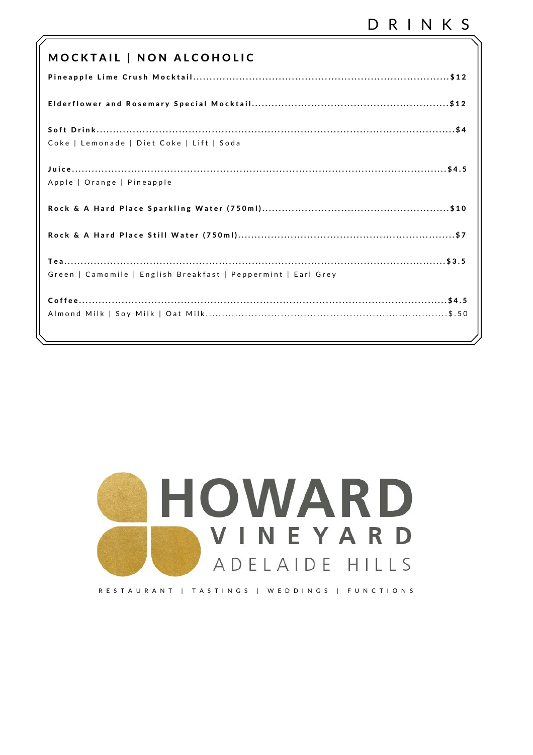# DRINKS

## MOCKTAIL | NON ALCOHOLIC

**Pineapple Lime Crush Mocktail**............................................**$12**

**Elderflower and Rosemary Special Mocktail**............................................**$12**

**Soft Drink**............................................**$4**
Coke | Lemonade | Diet Coke | Lift | Soda

**Juice**............................................**$4.5**
Apple | Orange | Pineapple

**Rock & A Hard Place Sparkling Water (750ml)**............................................**$10**

**Rock & A Hard Place Still Water (750ml)**............................................**$7**

**Tea**............................................**$3.5**
Green | Camomile | English Breakfast | Peppermint | Earl Grey

**Coffee**............................................**$4.5**
Almond Milk | Soy Milk | Oat Milk............................................$.50

HOWARD VINEYARD
ADELAIDE HILLS

RESTAURANT | TASTINGS | WEDDINGS | FUNCTIONS